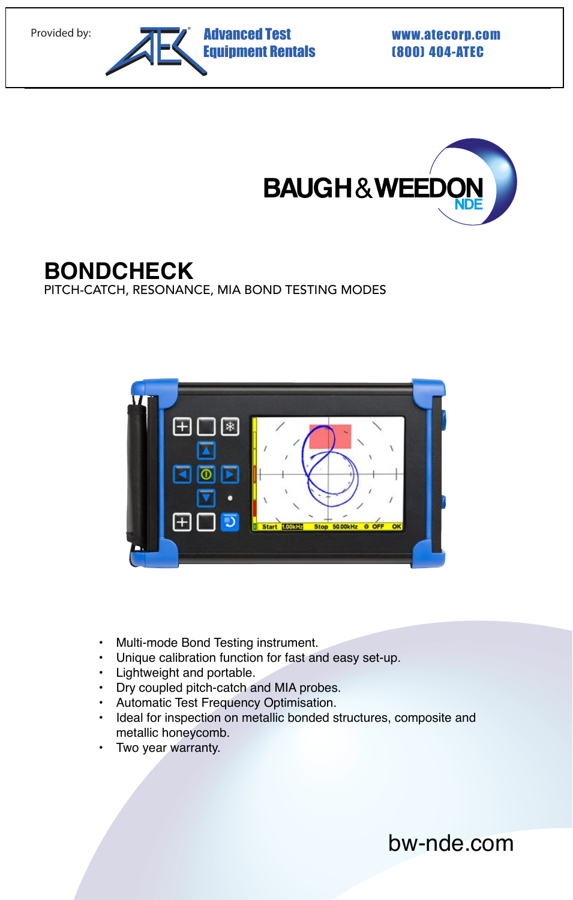Provided by: Advanced Test Equipment Rentals www.atecorp.com (800) 404-ATEC

BAUGH & WEEDON NDE

# BONDCHECK

PITCH-CATCH, RESONANCE, MIA BOND TESTING MODES

- Multi-mode Bond Testing instrument.
- Unique calibration function for fast and easy set-up.
- Lightweight and portable.
- Dry coupled pitch-catch and MIA probes.
- Automatic Test Frequency Optimisation.
- Ideal for inspection on metallic bonded structures, composite and metallic honeycomb.
- Two year warranty.

bw-nde.com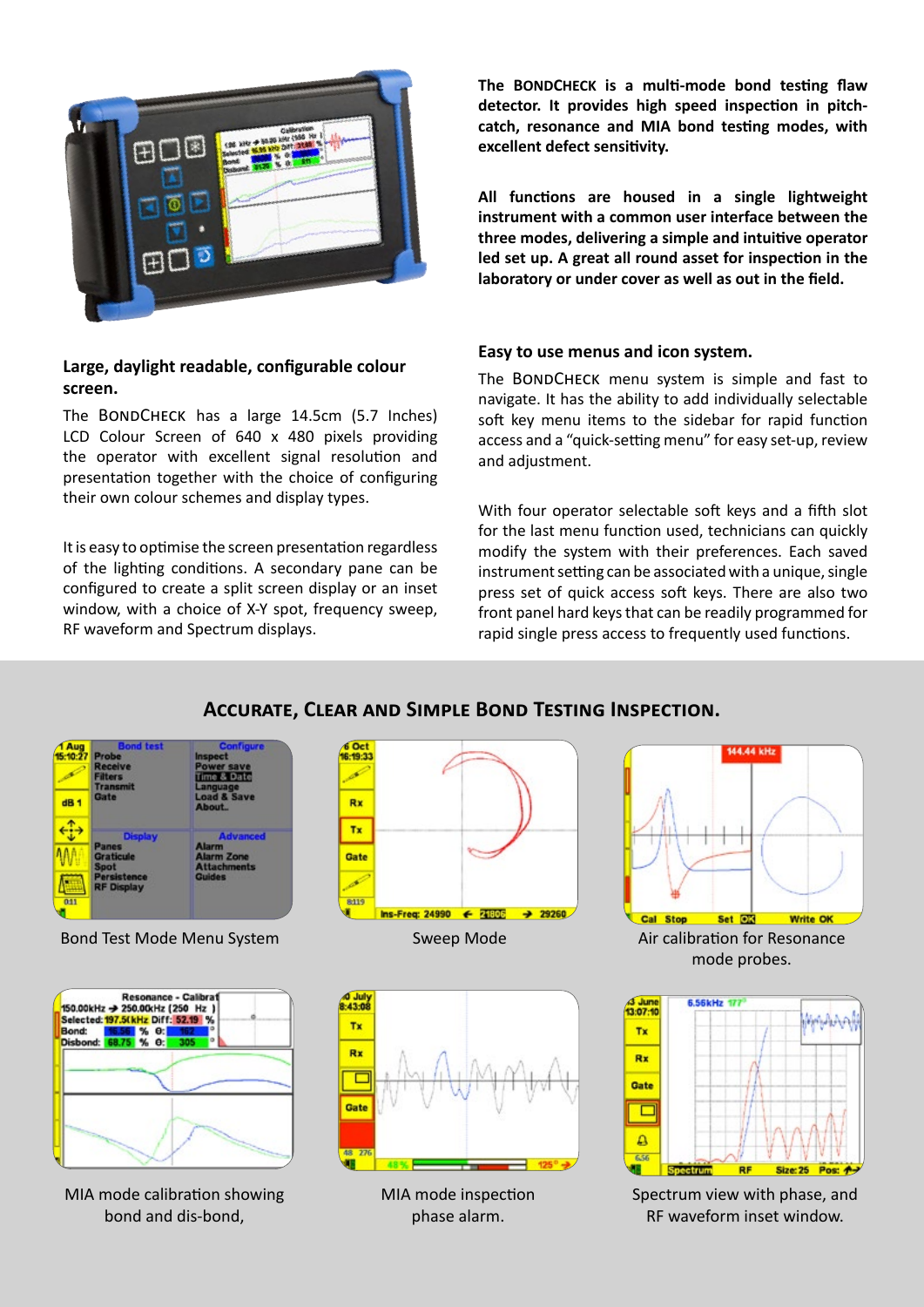**The BONDCHECK is a multi-mode bond testing flaw detector. It provides high speed inspection in pitch-catch, resonance and MIA bond testing modes, with excellent defect sensitivity.**

**All functions are housed in a single lightweight instrument with a common user interface between the three modes, delivering a simple and intuitive operator led set up. A great all round asset for inspection in the laboratory or under cover as well as out in the field.**

### Large, daylight readable, configurable colour screen.

The BONDCHECK has a large 14.5cm (5.7 Inches) LCD Colour Screen of 640 x 480 pixels providing the operator with excellent signal resolution and presentation together with the choice of configuring their own colour schemes and display types.

It is easy to optimise the screen presentation regardless of the lighting conditions. A secondary pane can be configured to create a split screen display or an inset window, with a choice of X-Y spot, frequency sweep, RF waveform and Spectrum displays.

### Easy to use menus and icon system.

The BONDCHECK menu system is simple and fast to navigate. It has the ability to add individually selectable soft key menu items to the sidebar for rapid function access and a "quick-setting menu" for easy set-up, review and adjustment.

With four operator selectable soft keys and a fifth slot for the last menu function used, technicians can quickly modify the system with their preferences. Each saved instrument setting can be associated with a unique, single press set of quick access soft keys. There are also two front panel hard keys that can be readily programmed for rapid single press access to frequently used functions.

## Accurate, Clear and Simple Bond Testing Inspection.

Bond Test Mode Menu System

Sweep Mode

Air calibration for Resonance mode probes.

MIA mode calibration showing bond and dis-bond,

MIA mode inspection phase alarm.

Spectrum view with phase, and RF waveform inset window.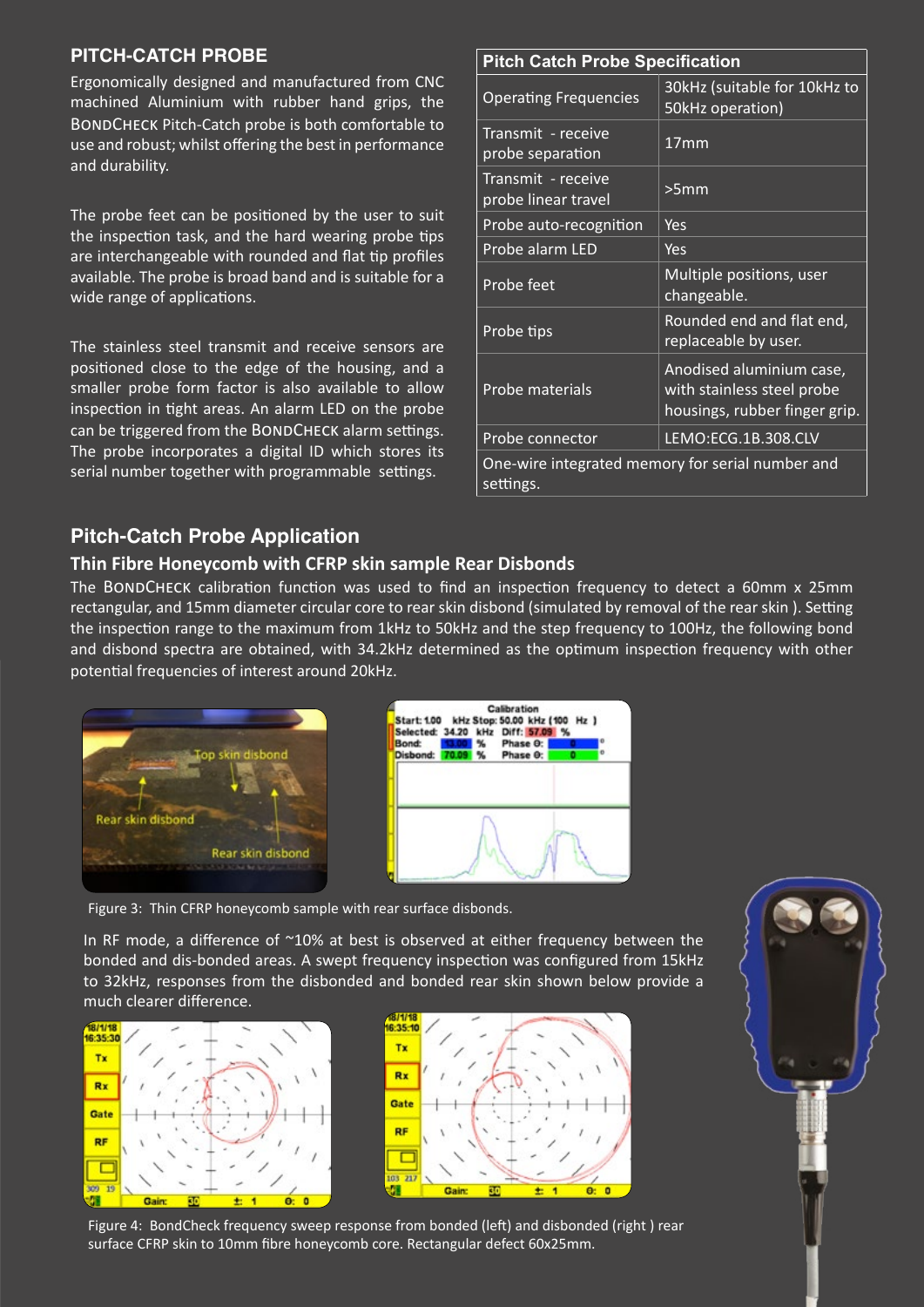## PITCH-CATCH PROBE

Ergonomically designed and manufactured from CNC machined Aluminium with rubber hand grips, the BondCheck Pitch-Catch probe is both comfortable to use and robust; whilst offering the best in performance and durability.

The probe feet can be positioned by the user to suit the inspection task, and the hard wearing probe tips are interchangeable with rounded and flat tip profiles available. The probe is broad band and is suitable for a wide range of applications.

The stainless steel transmit and receive sensors are positioned close to the edge of the housing, and a smaller probe form factor is also available to allow inspection in tight areas. An alarm LED on the probe can be triggered from the BondCheck alarm settings. The probe incorporates a digital ID which stores its serial number together with programmable settings.

| Pitch Catch Probe Specification | |
|---|---|
| Operating Frequencies | 30kHz (suitable for 10kHz to 50kHz operation) |
| Transmit - receive probe separation | 17mm |
| Transmit - receive probe linear travel | >5mm |
| Probe auto-recognition | Yes |
| Probe alarm LED | Yes |
| Probe feet | Multiple positions, user changeable. |
| Probe tips | Rounded end and flat end, replaceable by user. |
| Probe materials | Anodised aluminium case, with stainless steel probe housings, rubber finger grip. |
| Probe connector | LEMO:ECG.1B.308.CLV |
| One-wire integrated memory for serial number and settings. | |

## Pitch-Catch Probe Application

### Thin Fibre Honeycomb with CFRP skin sample Rear Disbonds

The BondCheck calibration function was used to find an inspection frequency to detect a 60mm x 25mm rectangular, and 15mm diameter circular core to rear skin disbond (simulated by removal of the rear skin ). Setting the inspection range to the maximum from 1kHz to 50kHz and the step frequency to 100Hz, the following bond and disbond spectra are obtained, with 34.2kHz determined as the optimum inspection frequency with other potential frequencies of interest around 20kHz.

Figure 3: Thin CFRP honeycomb sample with rear surface disbonds.

In RF mode, a difference of ~10% at best is observed at either frequency between the bonded and dis-bonded areas. A swept frequency inspection was configured from 15kHz to 32kHz, responses from the disbonded and bonded rear skin shown below provide a much clearer difference.

Figure 4: BondCheck frequency sweep response from bonded (left) and disbonded (right ) rear surface CFRP skin to 10mm fibre honeycomb core. Rectangular defect 60x25mm.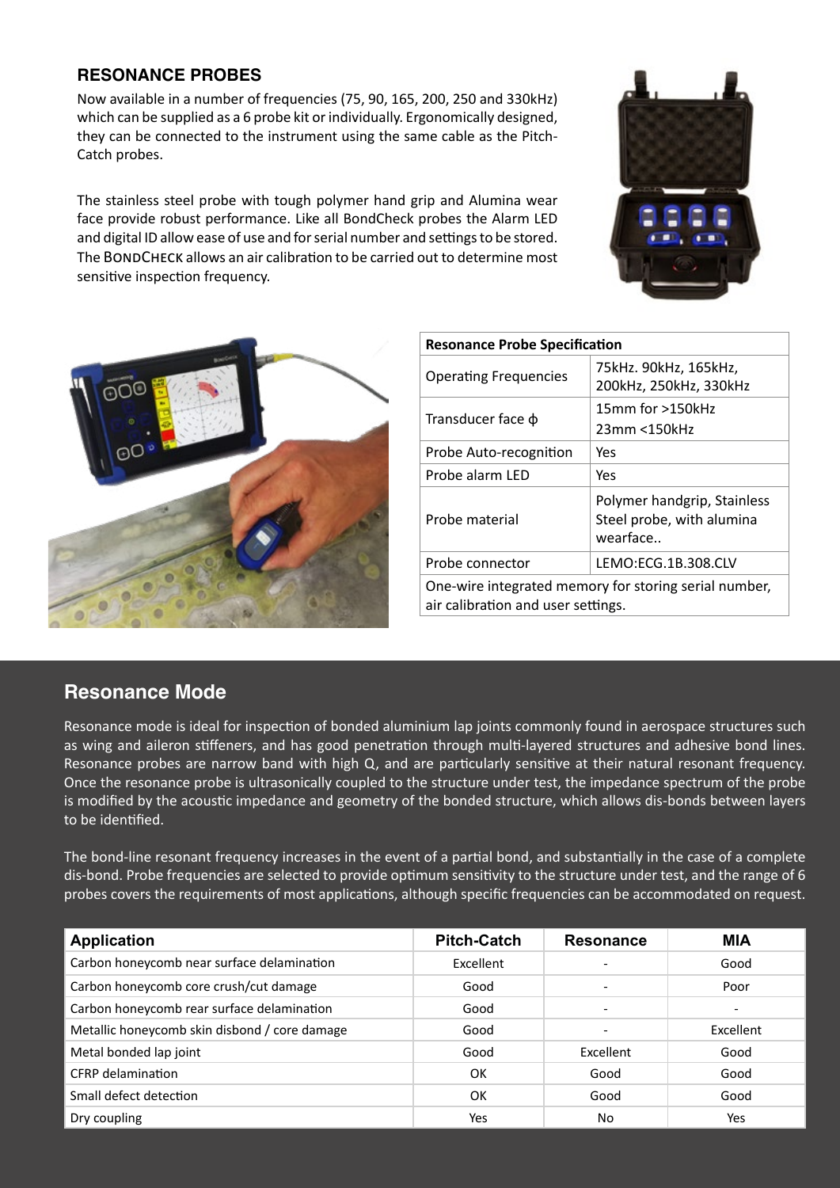## RESONANCE PROBES

Now available in a number of frequencies (75, 90, 165, 200, 250 and 330kHz) which can be supplied as a 6 probe kit or individually. Ergonomically designed, they can be connected to the instrument using the same cable as the Pitch-Catch probes.

The stainless steel probe with tough polymer hand grip and Alumina wear face provide robust performance. Like all BondCheck probes the Alarm LED and digital ID allow ease of use and for serial number and settings to be stored. The BondCheck allows an air calibration to be carried out to determine most sensitive inspection frequency.

| Resonance Probe Specification | |
|---|---|
| Operating Frequencies | 75kHz. 90kHz, 165kHz, 200kHz, 250kHz, 330kHz |
| Transducer face ϕ | 15mm for >150kHz<br>23mm <150kHz |
| Probe Auto-recognition | Yes |
| Probe alarm LED | Yes |
| Probe material | Polymer handgrip, Stainless Steel probe, with alumina wearface.. |
| Probe connector | LEMO:ECG.1B.308.CLV |
| One-wire integrated memory for storing serial number, air calibration and user settings. | |

## Resonance Mode

Resonance mode is ideal for inspection of bonded aluminium lap joints commonly found in aerospace structures such as wing and aileron stiffeners, and has good penetration through multi-layered structures and adhesive bond lines. Resonance probes are narrow band with high Q, and are particularly sensitive at their natural resonant frequency. Once the resonance probe is ultrasonically coupled to the structure under test, the impedance spectrum of the probe is modified by the acoustic impedance and geometry of the bonded structure, which allows dis-bonds between layers to be identified.

The bond-line resonant frequency increases in the event of a partial bond, and substantially in the case of a complete dis-bond. Probe frequencies are selected to provide optimum sensitivity to the structure under test, and the range of 6 probes covers the requirements of most applications, although specific frequencies can be accommodated on request.

| Application | Pitch-Catch | Resonance | MIA |
|---|---|---|---|
| Carbon honeycomb near surface delamination | Excellent | - | Good |
| Carbon honeycomb core crush/cut damage | Good | - | Poor |
| Carbon honeycomb rear surface delamination | Good | - | - |
| Metallic honeycomb skin disbond / core damage | Good | - | Excellent |
| Metal bonded lap joint | Good | Excellent | Good |
| CFRP delamination | OK | Good | Good |
| Small defect detection | OK | Good | Good |
| Dry coupling | Yes | No | Yes |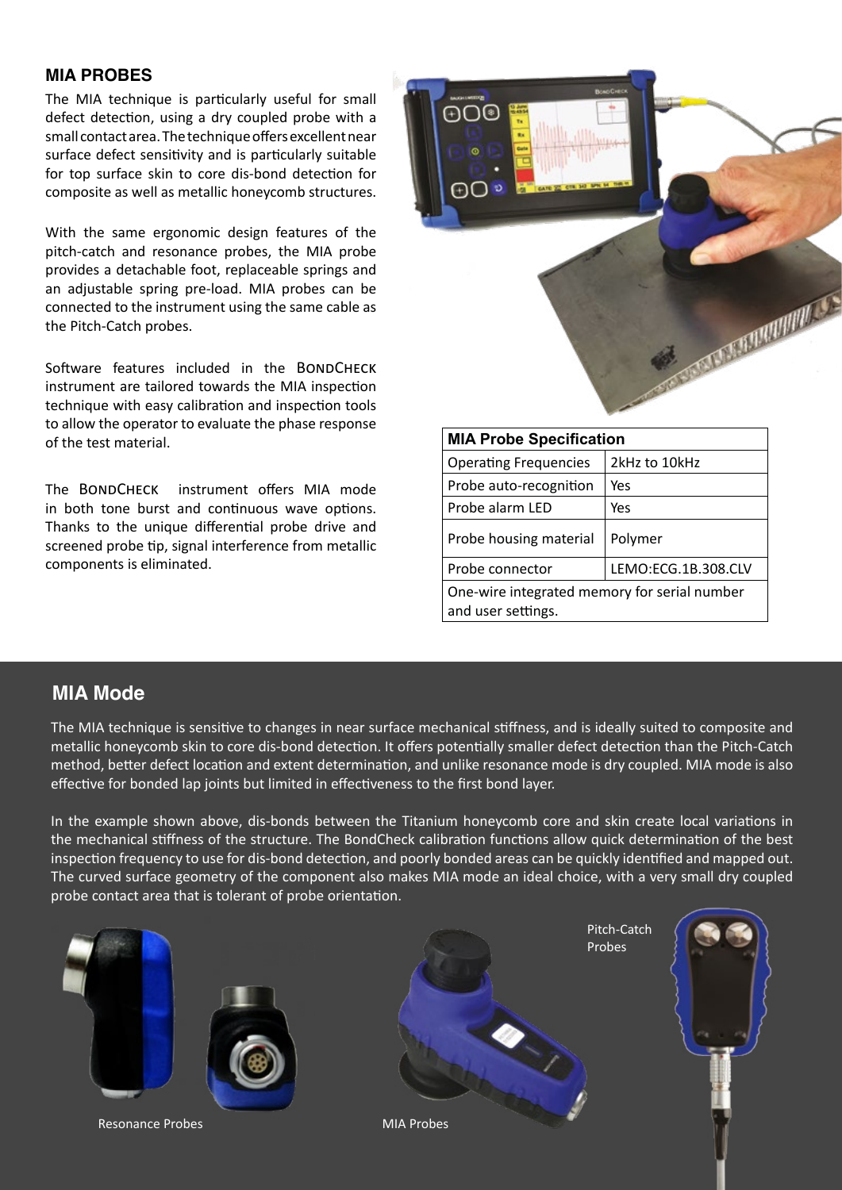## MIA PROBES

The MIA technique is particularly useful for small defect detection, using a dry coupled probe with a small contact area. The technique offers excellent near surface defect sensitivity and is particularly suitable for top surface skin to core dis-bond detection for composite as well as metallic honeycomb structures.

With the same ergonomic design features of the pitch-catch and resonance probes, the MIA probe provides a detachable foot, replaceable springs and an adjustable spring pre-load. MIA probes can be connected to the instrument using the same cable as the Pitch-Catch probes.

Software features included in the BONDCHECK instrument are tailored towards the MIA inspection technique with easy calibration and inspection tools to allow the operator to evaluate the phase response of the test material.

The BONDCHECK instrument offers MIA mode in both tone burst and continuous wave options. Thanks to the unique differential probe drive and screened probe tip, signal interference from metallic components is eliminated.

| MIA Probe Specification | |
|---|---|
| Operating Frequencies | 2kHz to 10kHz |
| Probe auto-recognition | Yes |
| Probe alarm LED | Yes |
| Probe housing material | Polymer |
| Probe connector | LEMO:ECG.1B.308.CLV |
| One-wire integrated memory for serial number and user settings. | |

## MIA Mode

The MIA technique is sensitive to changes in near surface mechanical stiffness, and is ideally suited to composite and metallic honeycomb skin to core dis-bond detection. It offers potentially smaller defect detection than the Pitch-Catch method, better defect location and extent determination, and unlike resonance mode is dry coupled. MIA mode is also effective for bonded lap joints but limited in effectiveness to the first bond layer.

In the example shown above, dis-bonds between the Titanium honeycomb core and skin create local variations in the mechanical stiffness of the structure. The BondCheck calibration functions allow quick determination of the best inspection frequency to use for dis-bond detection, and poorly bonded areas can be quickly identified and mapped out. The curved surface geometry of the component also makes MIA mode an ideal choice, with a very small dry coupled probe contact area that is tolerant of probe orientation.

Resonance Probes

MIA Probes

Pitch-Catch Probes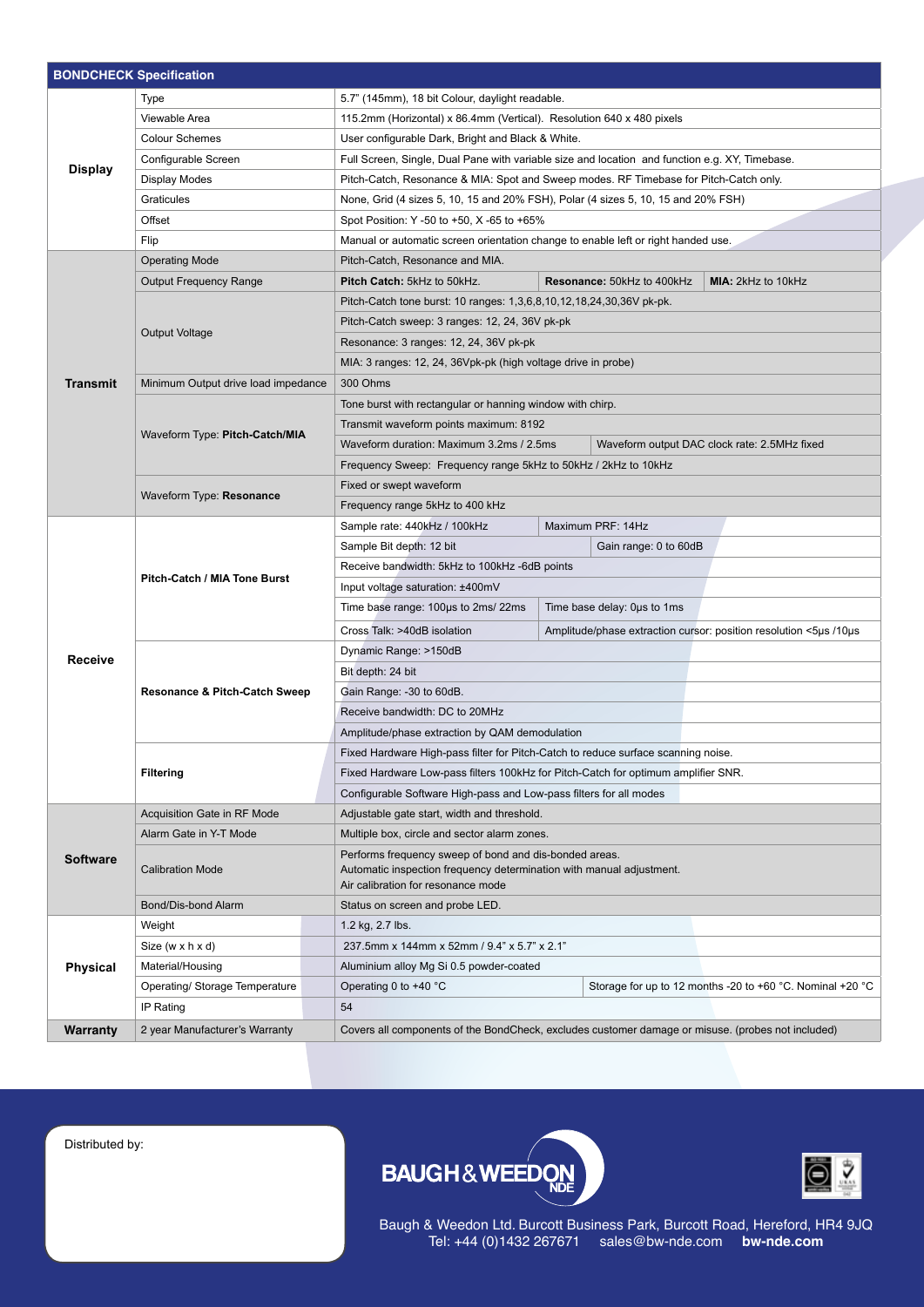## BONDCHECK Specification

| | | | | |
|---|---|---|---|---|
| **Display** | Type | 5.7" (145mm), 18 bit Colour, daylight readable. | | |
| | Viewable Area | 115.2mm (Horizontal) x 86.4mm (Vertical). Resolution 640 x 480 pixels | | |
| | Colour Schemes | User configurable Dark, Bright and Black & White. | | |
| | Configurable Screen | Full Screen, Single, Dual Pane with variable size and location and function e.g. XY, Timebase. | | |
| | Display Modes | Pitch-Catch, Resonance & MIA: Spot and Sweep modes. RF Timebase for Pitch-Catch only. | | |
| | Graticules | None, Grid (4 sizes 5, 10, 15 and 20% FSH), Polar (4 sizes 5, 10, 15 and 20% FSH) | | |
| | Offset | Spot Position: Y -50 to +50, X -65 to +65% | | |
| | Flip | Manual or automatic screen orientation change to enable left or right handed use. | | |
| **Transmit** | Operating Mode | Pitch-Catch, Resonance and MIA. | | |
| | Output Frequency Range | **Pitch Catch:** 5kHz to 50kHz. | **Resonance:** 50kHz to 400kHz | **MIA:** 2kHz to 10kHz |
| | Output Voltage | Pitch-Catch tone burst: 10 ranges: 1,3,6,8,10,12,18,24,30,36V pk-pk. | | |
| | | Pitch-Catch sweep: 3 ranges: 12, 24, 36V pk-pk | | |
| | | Resonance: 3 ranges: 12, 24, 36V pk-pk | | |
| | | MIA: 3 ranges: 12, 24, 36Vpk-pk (high voltage drive in probe) | | |
| | Minimum Output drive load impedance | 300 Ohms | | |
| | Waveform Type: **Pitch-Catch/MIA** | Tone burst with rectangular or hanning window with chirp. | | |
| | | Transmit waveform points maximum: 8192 | | |
| | | Waveform duration: Maximum 3.2ms / 2.5ms | Waveform output DAC clock rate: 2.5MHz fixed | |
| | | Frequency Sweep: Frequency range 5kHz to 50kHz / 2kHz to 10kHz | | |
| | Waveform Type: **Resonance** | Fixed or swept waveform | | |
| | | Frequency range 5kHz to 400 kHz | | |
| **Receive** | **Pitch-Catch / MIA Tone Burst** | Sample rate: 440kHz / 100kHz | Maximum PRF: 14Hz | |
| | | Sample Bit depth: 12 bit | Gain range: 0 to 60dB | |
| | | Receive bandwidth: 5kHz to 100kHz -6dB points | | |
| | | Input voltage saturation: ±400mV | | |
| | | Time base range: 100µs to 2ms/ 22ms | Time base delay: 0µs to 1ms | |
| | | Cross Talk: >40dB isolation | Amplitude/phase extraction cursor: position resolution <5µs /10µs | |
| | **Resonance & Pitch-Catch Sweep** | Dynamic Range: >150dB | | |
| | | Bit depth: 24 bit | | |
| | | Gain Range: -30 to 60dB. | | |
| | | Receive bandwidth: DC to 20MHz | | |
| | | Amplitude/phase extraction by QAM demodulation | | |
| | **Filtering** | Fixed Hardware High-pass filter for Pitch-Catch to reduce surface scanning noise. | | |
| | | Fixed Hardware Low-pass filters 100kHz for Pitch-Catch for optimum amplifier SNR. | | |
| | | Configurable Software High-pass and Low-pass filters for all modes | | |
| **Software** | Acquisition Gate in RF Mode | Adjustable gate start, width and threshold. | | |
| | Alarm Gate in Y-T Mode | Multiple box, circle and sector alarm zones. | | |
| | Calibration Mode | Performs frequency sweep of bond and dis-bonded areas. Automatic inspection frequency determination with manual adjustment. Air calibration for resonance mode | | |
| | Bond/Dis-bond Alarm | Status on screen and probe LED. | | |
| **Physical** | Weight | 1.2 kg, 2.7 lbs. | | |
| | Size (w x h x d) | 237.5mm x 144mm x 52mm / 9.4" x 5.7" x 2.1" | | |
| | Material/Housing | Aluminium alloy Mg Si 0.5 powder-coated | | |
| | Operating/ Storage Temperature | Operating 0 to +40 °C | Storage for up to 12 months -20 to +60 °C. Nominal +20 °C | |
| | IP Rating | 54 | | |
| **Warranty** | 2 year Manufacturer's Warranty | Covers all components of the BondCheck, excludes customer damage or misuse. (probes not included) | | |

Distributed by:

BAUGH & WEEDON NDE

Baugh & Weedon Ltd. Burcott Business Park, Burcott Road, Hereford, HR4 9JQ
Tel: +44 (0)1432 267671 sales@bw-nde.com **bw-nde.com**